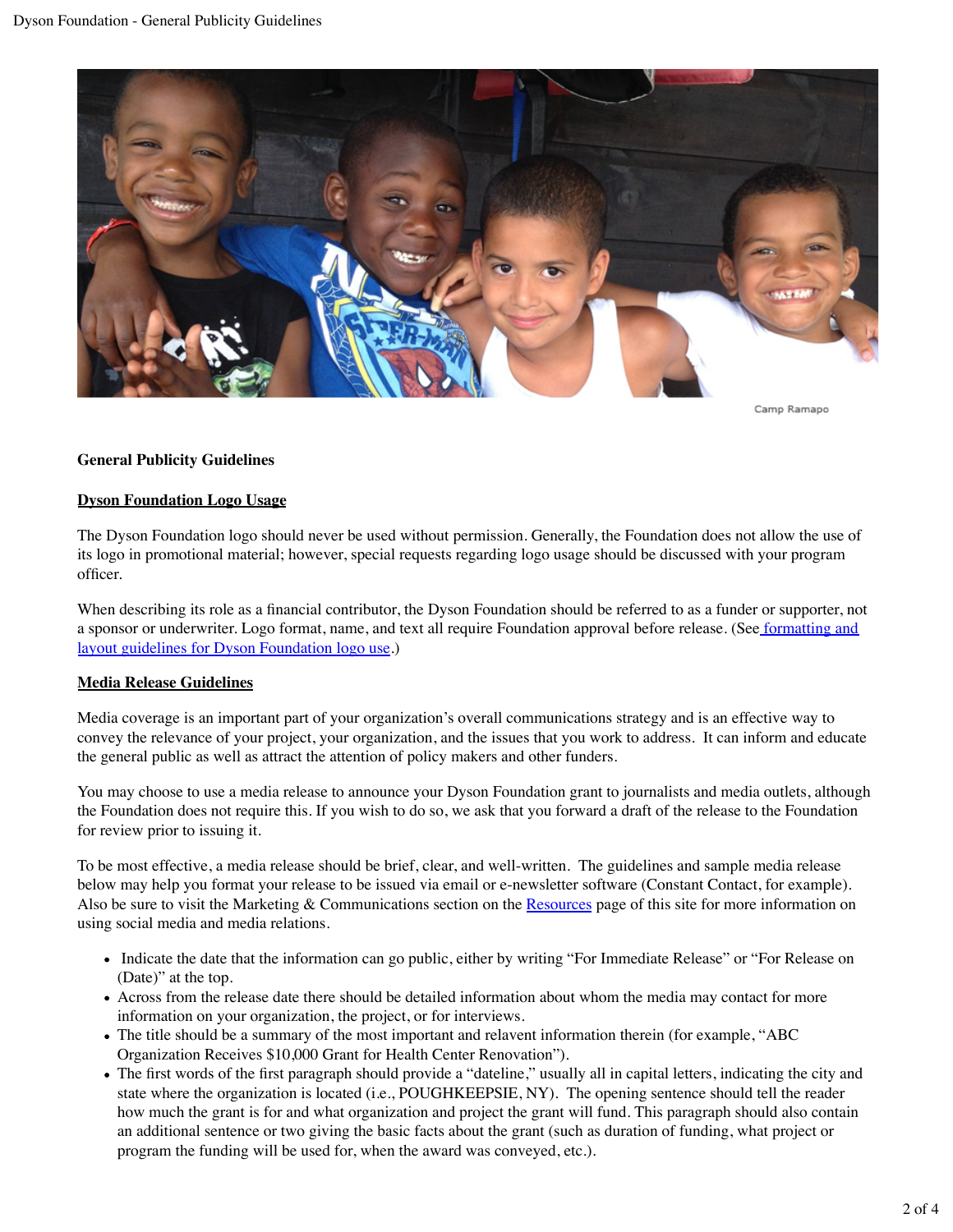Camp Ramapo

**General Publicity Guidelines**

**Dyson Foundation Logo Usage**

The Dyson Foundation logo should never be used without permission. Generally, the Foundation does not allow the use of its logo in promotional material; however, special requests regarding logo usage should be discussed with your program officer.

When describing its role as a financial contributor, the Dyson Foundation should be referred to as a funder or supporter, not a sponsor or underwriter. Logo format, name, and text all require Foundation approval before release. (See formatting and layout guidelines for Dyson Foundation logo use.)

**Media Release Guidelines**

Media coverage is an important part of your organization's overall communications strategy and is an effective way to convey the relevance of your project, your organization, and the issues that you work to address. It can inform and educate the general public as well as attract the attention of policy makers and other funders.

You may choose to use a media release to announce your Dyson Foundation grant to journalists and media outlets, although the Foundation does not require this. If you wish to do so, we ask that you forward a draft of the release to the Foundation for review prior to issuing it.

To be most effective, a media release should be brief, clear, and well-written. The guidelines and sample media release below may help you format your release to be issued via email or e-newsletter software (Constant Contact, for example). Also be sure to visit the Marketing & Communications section on the Resources page of this site for more information on using social media and media relations.

- Indicate the date that the information can go public, either by writing "For Immediate Release" or "For Release on (Date)" at the top.
- Across from the release date there should be detailed information about whom the media may contact for more information on your organization, the project, or for interviews.
- The title should be a summary of the most important and relavent information therein (for example, "ABC Organization Receives $10,000 Grant for Health Center Renovation").
- The first words of the first paragraph should provide a "dateline," usually all in capital letters, indicating the city and state where the organization is located (i.e., POUGHKEEPSIE, NY). The opening sentence should tell the reader how much the grant is for and what organization and project the grant will fund. This paragraph should also contain an additional sentence or two giving the basic facts about the grant (such as duration of funding, what project or program the funding will be used for, when the award was conveyed, etc.).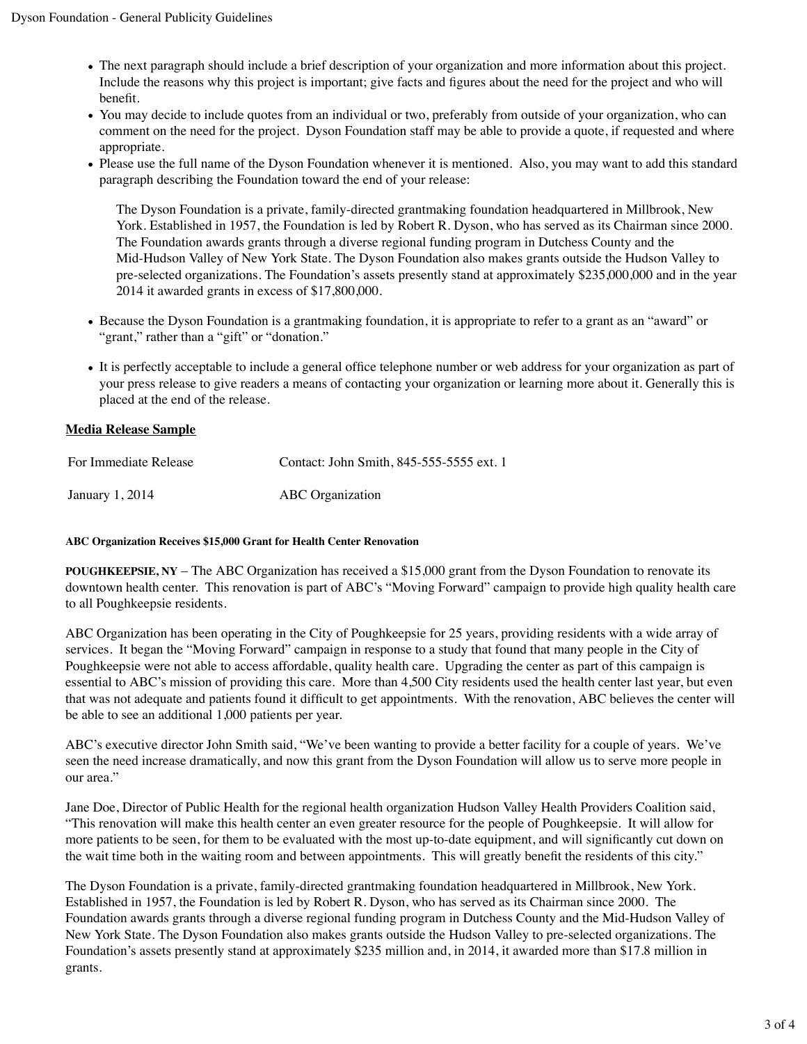- The next paragraph should include a brief description of your organization and more information about this project. Include the reasons why this project is important; give facts and figures about the need for the project and who will benefit.
- You may decide to include quotes from an individual or two, preferably from outside of your organization, who can comment on the need for the project. Dyson Foundation staff may be able to provide a quote, if requested and where appropriate.
- Please use the full name of the Dyson Foundation whenever it is mentioned. Also, you may want to add this standard paragraph describing the Foundation toward the end of your release:

  The Dyson Foundation is a private, family-directed grantmaking foundation headquartered in Millbrook, New York. Established in 1957, the Foundation is led by Robert R. Dyson, who has served as its Chairman since 2000. The Foundation awards grants through a diverse regional funding program in Dutchess County and the Mid-Hudson Valley of New York State. The Dyson Foundation also makes grants outside the Hudson Valley to pre-selected organizations. The Foundation's assets presently stand at approximately $235,000,000 and in the year 2014 it awarded grants in excess of $17,800,000.

- Because the Dyson Foundation is a grantmaking foundation, it is appropriate to refer to a grant as an "award" or "grant," rather than a "gift" or "donation."

- It is perfectly acceptable to include a general office telephone number or web address for your organization as part of your press release to give readers a means of contacting your organization or learning more about it. Generally this is placed at the end of the release.

**Media Release Sample**

| | |
|---|---|
| For Immediate Release | Contact: John Smith, 845-555-5555 ext. 1 |
| January 1, 2014 | ABC Organization |

**ABC Organization Receives $15,000 Grant for Health Center Renovation**

**POUGHKEEPSIE, NY** – The ABC Organization has received a $15,000 grant from the Dyson Foundation to renovate its downtown health center. This renovation is part of ABC's "Moving Forward" campaign to provide high quality health care to all Poughkeepsie residents.

ABC Organization has been operating in the City of Poughkeepsie for 25 years, providing residents with a wide array of services. It began the "Moving Forward" campaign in response to a study that found that many people in the City of Poughkeepsie were not able to access affordable, quality health care. Upgrading the center as part of this campaign is essential to ABC's mission of providing this care. More than 4,500 City residents used the health center last year, but even that was not adequate and patients found it difficult to get appointments. With the renovation, ABC believes the center will be able to see an additional 1,000 patients per year.

ABC's executive director John Smith said, "We've been wanting to provide a better facility for a couple of years. We've seen the need increase dramatically, and now this grant from the Dyson Foundation will allow us to serve more people in our area."

Jane Doe, Director of Public Health for the regional health organization Hudson Valley Health Providers Coalition said, "This renovation will make this health center an even greater resource for the people of Poughkeepsie. It will allow for more patients to be seen, for them to be evaluated with the most up-to-date equipment, and will significantly cut down on the wait time both in the waiting room and between appointments. This will greatly benefit the residents of this city."

The Dyson Foundation is a private, family-directed grantmaking foundation headquartered in Millbrook, New York. Established in 1957, the Foundation is led by Robert R. Dyson, who has served as its Chairman since 2000. The Foundation awards grants through a diverse regional funding program in Dutchess County and the Mid-Hudson Valley of New York State. The Dyson Foundation also makes grants outside the Hudson Valley to pre-selected organizations. The Foundation's assets presently stand at approximately $235 million and, in 2014, it awarded more than $17.8 million in grants.